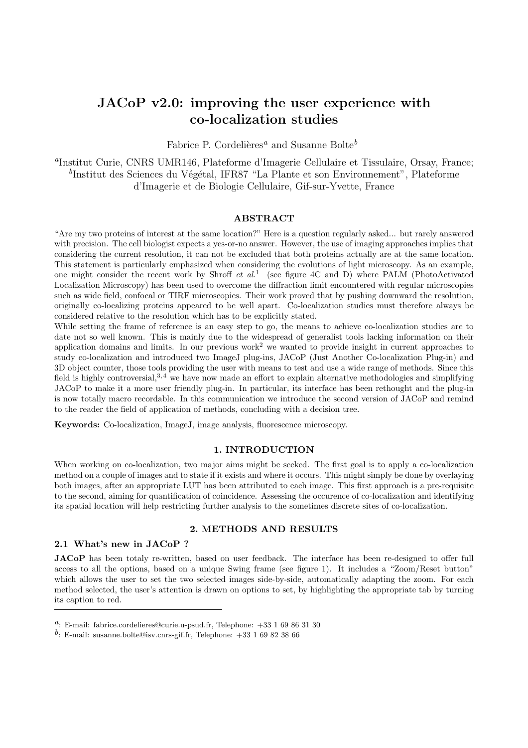# JACoP v2.0: improving the user experience with co-localization studies

Fabrice P. Cordelières[a] and Susanne Bolte[b]

[a]Institut Curie, CNRS UMR146, Plateforme d'Imagerie Cellulaire et Tissulaire, Orsay, France;
[b]Institut des Sciences du Végétal, IFR87 "La Plante et son Environnement", Plateforme d'Imagerie et de Biologie Cellulaire, Gif-sur-Yvette, France

## ABSTRACT

"Are my two proteins of interest at the same location?" Here is a question regularly asked... but rarely answered with precision. The cell biologist expects a yes-or-no answer. However, the use of imaging approaches implies that considering the current resolution, it can not be excluded that both proteins actually are at the same location. This statement is particularly emphasized when considering the evolutions of light microscopy. As an example, one might consider the recent work by Shroff *et al.*[1] (see figure 4C and D) where PALM (PhotoActivated Localization Microscopy) has been used to overcome the diffraction limit encountered with regular microscopies such as wide field, confocal or TIRF microscopies. Their work proved that by pushing downward the resolution, originally co-localizing proteins appeared to be well apart. Co-localization studies must therefore always be considered relative to the resolution which has to be explicitly stated.

While setting the frame of reference is an easy step to go, the means to achieve co-localization studies are to date not so well known. This is mainly due to the widespread of generalist tools lacking information on their application domains and limits. In our previous work[2] we wanted to provide insight in current approaches to study co-localization and introduced two ImageJ plug-ins, JACoP (Just Another Co-localization Plug-in) and 3D object counter, those tools providing the user with means to test and use a wide range of methods. Since this field is highly controversial,[3,4] we have now made an effort to explain alternative methodologies and simplifying JACoP to make it a more user friendly plug-in. In particular, its interface has been rethought and the plug-in is now totally macro recordable. In this communication we introduce the second version of JACoP and remind to the reader the field of application of methods, concluding with a decision tree.

**Keywords:** Co-localization, ImageJ, image analysis, fluorescence microscopy.

## 1. INTRODUCTION

When working on co-localization, two major aims might be seeked. The first goal is to apply a co-localization method on a couple of images and to state if it exists and where it occurs. This might simply be done by overlaying both images, after an appropriate LUT has been attributed to each image. This first approach is a pre-requisite to the second, aiming for quantification of coincidence. Assessing the occurence of co-localization and identifying its spatial location will help restricting further analysis to the sometimes discrete sites of co-localization.

## 2. METHODS AND RESULTS

### 2.1 What's new in JACoP ?

**JACoP** has been totaly re-written, based on user feedback. The interface has been re-designed to offer full access to all the options, based on a unique Swing frame (see figure 1). It includes a "Zoom/Reset button" which allows the user to set the two selected images side-by-side, automatically adapting the zoom. For each method selected, the user's attention is drawn on options to set, by highlighting the appropriate tab by turning its caption to red.

---

[a]: E-mail: fabrice.cordelieres@curie.u-psud.fr, Telephone: +33 1 69 86 31 30
[b]: E-mail: susanne.bolte@isv.cnrs-gif.fr, Telephone: +33 1 69 82 38 66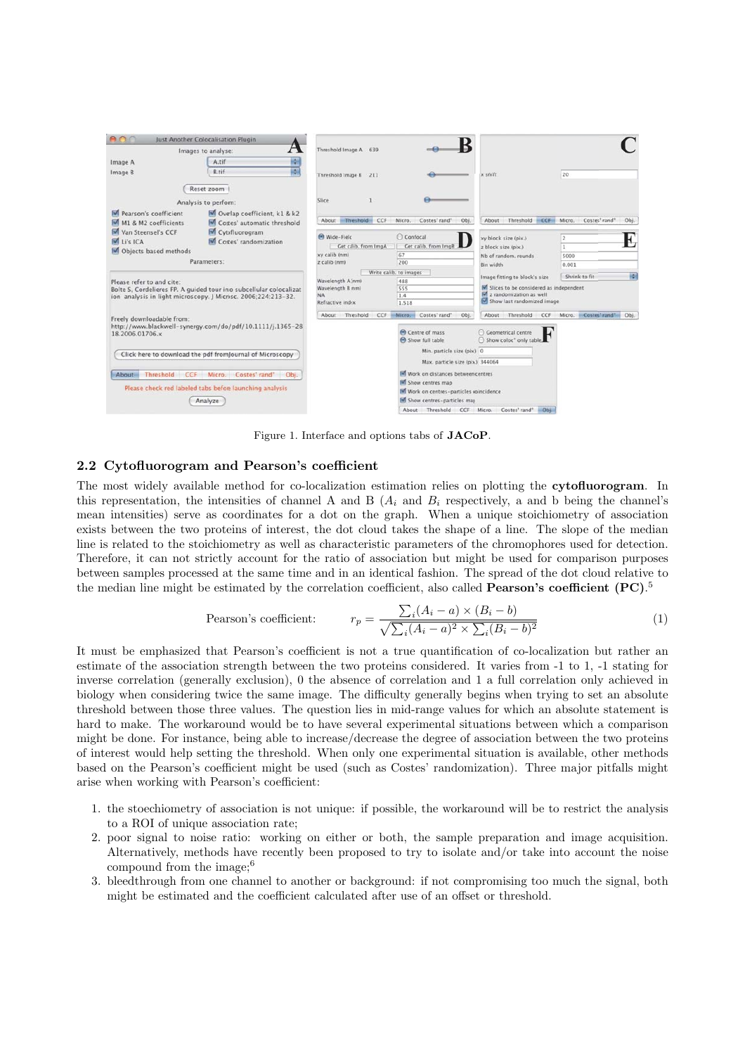Figure 1. Interface and options tabs of **JACoP**.

## 2.2 Cytofluorogram and Pearson's coefficient

The most widely available method for co-localization estimation relies on plotting the **cytofluorogram**. In this representation, the intensities of channel A and B ($A_i$ and $B_i$ respectively, a and b being the channel's mean intensities) serve as coordinates for a dot on the graph. When a unique stoichiometry of association exists between the two proteins of interest, the dot cloud takes the shape of a line. The slope of the median line is related to the stoichiometry as well as characteristic parameters of the chromophores used for detection. Therefore, it can not strictly account for the ratio of association but might be used for comparison purposes between samples processed at the same time and in an identical fashion. The spread of the dot cloud relative to the median line might be estimated by the correlation coefficient, also called **Pearson's coefficient (PC)**.[5]

$$\text{Pearson's coefficient:} \qquad r_p = \frac{\sum_i (A_i - a) \times (B_i - b)}{\sqrt{\sum_i (A_i - a)^2 \times \sum_i (B_i - b)^2}} \tag{1}$$

It must be emphasized that Pearson's coefficient is not a true quantification of co-localization but rather an estimate of the association strength between the two proteins considered. It varies from -1 to 1, -1 stating for inverse correlation (generally exclusion), 0 the absence of correlation and 1 a full correlation only achieved in biology when considering twice the same image. The difficulty generally begins when trying to set an absolute threshold between those three values. The question lies in mid-range values for which an absolute statement is hard to make. The workaround would be to have several experimental situations between which a comparison might be done. For instance, being able to increase/decrease the degree of association between the two proteins of interest would help setting the threshold. When only one experimental situation is available, other methods based on the Pearson's coefficient might be used (such as Costes' randomization). Three major pitfalls might arise when working with Pearson's coefficient:

1. the stoechiometry of association is not unique: if possible, the workaround will be to restrict the analysis to a ROI of unique association rate;
2. poor signal to noise ratio: working on either or both, the sample preparation and image acquisition. Alternatively, methods have recently been proposed to try to isolate and/or take into account the noise compound from the image;[6]
3. bleedthrough from one channel to another or background: if not compromising too much the signal, both might be estimated and the coefficient calculated after use of an offset or threshold.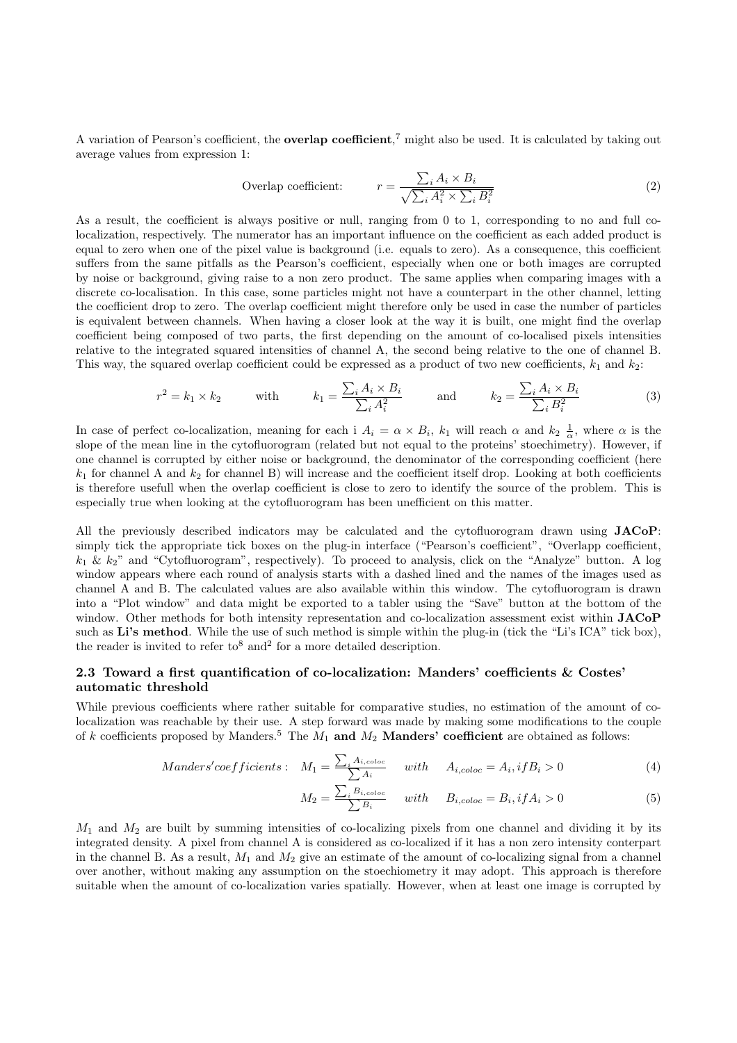A variation of Pearson's coefficient, the **overlap coefficient**,[7] might also be used. It is calculated by taking out average values from expression 1:

$$\text{Overlap coefficient:} \qquad r = \frac{\sum_i A_i \times B_i}{\sqrt{\sum_i A_i^2 \times \sum_i B_i^2}} \tag{2}$$

As a result, the coefficient is always positive or null, ranging from 0 to 1, corresponding to no and full co-localization, respectively. The numerator has an important influence on the coefficient as each added product is equal to zero when one of the pixel value is background (i.e. equals to zero). As a consequence, this coefficient suffers from the same pitfalls as the Pearson's coefficient, especially when one or both images are corrupted by noise or background, giving raise to a non zero product. The same applies when comparing images with a discrete co-localisation. In this case, some particles might not have a counterpart in the other channel, letting the coefficient drop to zero. The overlap coefficient might therefore only be used in case the number of particles is equivalent between channels. When having a closer look at the way it is built, one might find the overlap coefficient being composed of two parts, the first depending on the amount of co-localised pixels intensities relative to the integrated squared intensities of channel A, the second being relative to the one of channel B. This way, the squared overlap coefficient could be expressed as a product of two new coefficients, $k_1$ and $k_2$:

$$r^2 = k_1 \times k_2 \qquad \text{with} \qquad k_1 = \frac{\sum_i A_i \times B_i}{\sum_i A_i^2} \qquad \text{and} \qquad k_2 = \frac{\sum_i A_i \times B_i}{\sum_i B_i^2} \tag{3}$$

In case of perfect co-localization, meaning for each i $A_i = \alpha \times B_i$, $k_1$ will reach $\alpha$ and $k_2$ $\frac{1}{\alpha}$, where $\alpha$ is the slope of the mean line in the cytofluorogram (related but not equal to the proteins' stoechimetry). However, if one channel is corrupted by either noise or background, the denominator of the corresponding coefficient (here $k_1$ for channel A and $k_2$ for channel B) will increase and the coefficient itself drop. Looking at both coefficients is therefore usefull when the overlap coefficient is close to zero to identify the source of the problem. This is especially true when looking at the cytofluorogram has been unefficient on this matter.

All the previously described indicators may be calculated and the cytofluorogram drawn using **JACoP**: simply tick the appropriate tick boxes on the plug-in interface ("Pearson's coefficient", "Overlapp coefficient, $k_1$ & $k_2$" and "Cytofluorogram", respectively). To proceed to analysis, click on the "Analyze" button. A log window appears where each round of analysis starts with a dashed lined and the names of the images used as channel A and B. The calculated values are also available within this window. The cytofluorogram is drawn into a "Plot window" and data might be exported to a tabler using the "Save" button at the bottom of the window. Other methods for both intensity representation and co-localization assessment exist within **JACoP** such as **Li's method**. While the use of such method is simple within the plug-in (tick the "Li's ICA" tick box), the reader is invited to refer to[8] and[2] for a more detailed description.

### 2.3 Toward a first quantification of co-localization: Manders' coefficients & Costes' automatic threshold

While previous coefficients where rather suitable for comparative studies, no estimation of the amount of co-localization was reachable by their use. A step forward was made by making some modifications to the couple of $k$ coefficients proposed by Manders.[5] The $M_1$ **and** $M_2$ **Manders' coefficient** are obtained as follows:

$$Manders'coefficients: \quad M_1 = \frac{\sum_i A_{i,coloc}}{\sum A_i} \quad with \quad A_{i,coloc} = A_i, if B_i > 0 \tag{4}$$

$$M_2 = \frac{\sum_i B_{i,coloc}}{\sum B_i} \quad with \quad B_{i,coloc} = B_i, if A_i > 0 \tag{5}$$

$M_1$ and $M_2$ are built by summing intensities of co-localizing pixels from one channel and dividing it by its integrated density. A pixel from channel A is considered as co-localized if it has a non zero intensity conterpart in the channel B. As a result, $M_1$ and $M_2$ give an estimate of the amount of co-localizing signal from a channel over another, without making any assumption on the stoechiometry it may adopt. This approach is therefore suitable when the amount of co-localization varies spatially. However, when at least one image is corrupted by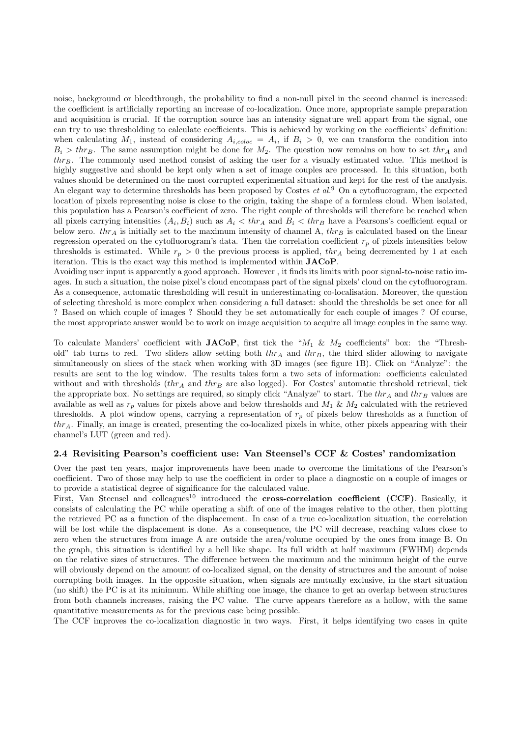noise, background or bleedthrough, the probability to find a non-null pixel in the second channel is increased: the coefficient is artificially reporting an increase of co-localization. Once more, appropriate sample preparation and acquisition is crucial. If the corruption source has an intensity signature well appart from the signal, one can try to use thresholding to calculate coefficients. This is achieved by working on the coefficients' definition: when calculating $M_1$, instead of considering $A_{i,coloc} = A_i$, if $B_i > 0$, we can transform the condition into $B_i > thr_B$. The same assumption might be done for $M_2$. The question now remains on how to set $thr_A$ and $thr_B$. The commonly used method consist of asking the user for a visually estimated value. This method is highly suggestive and should be kept only when a set of image couples are processed. In this situation, both values should be determined on the most corrupted experimental situation and kept for the rest of the analysis. An elegant way to determine thresholds has been proposed by Costes *et al.*[9] On a cytofluorogram, the expected location of pixels representing noise is close to the origin, taking the shape of a formless cloud. When isolated, this population has a Pearson's coefficient of zero. The right couple of thresholds will therefore be reached when all pixels carrying intensities $(A_i, B_i)$ such as $A_i < thr_A$ and $B_i < thr_B$ have a Pearsons's coefficient equal or below zero. $thr_A$ is initially set to the maximum intensity of channel A, $thr_B$ is calculated based on the linear regression operated on the cytofluorogram's data. Then the correlation coefficient $r_p$ of pixels intensities below thresholds is estimated. While $r_p > 0$ the previous process is applied, $thr_A$ being decremented by 1 at each iteration. This is the exact way this method is implemented within **JACoP**.
Avoiding user input is apparently a good approach. However , it finds its limits with poor signal-to-noise ratio images. In such a situation, the noise pixel's cloud encompass part of the signal pixels' cloud on the cytofluorogram. As a consequence, automatic thresholding will result in underestimating co-localisation. Moreover, the question of selecting threshold is more complex when considering a full dataset: should the thresholds be set once for all ? Based on which couple of images ? Should they be set automatically for each couple of images ? Of course, the most appropriate answer would be to work on image acquisition to acquire all image couples in the same way.

To calculate Manders' coefficient with **JACoP**, first tick the "$M_1$ & $M_2$ coefficients" box: the "Threshold" tab turns to red. Two sliders allow setting both $thr_A$ and $thr_B$, the third slider allowing to navigate simultaneously on slices of the stack when working with 3D images (see figure 1B). Click on "Analyze": the results are sent to the log window. The results takes form a two sets of information: coefficients calculated without and with thresholds ($thr_A$ and $thr_B$ are also logged). For Costes' automatic threshold retrieval, tick the appropriate box. No settings are required, so simply click "Analyze" to start. The $thr_A$ and $thr_B$ values are available as well as $r_p$ values for pixels above and below thresholds and $M_1$ & $M_2$ calculated with the retrieved thresholds. A plot window opens, carrying a representation of $r_p$ of pixels below thresholds as a function of $thr_A$. Finally, an image is created, presenting the co-localized pixels in white, other pixels appearing with their channel's LUT (green and red).

### 2.4 Revisiting Pearson's coefficient use: Van Steensel's CCF & Costes' randomization

Over the past ten years, major improvements have been made to overcome the limitations of the Pearson's coefficient. Two of those may help to use the coefficient in order to place a diagnostic on a couple of images or to provide a statistical degree of significance for the calculated value.
First, Van Steensel and colleagues[10] introduced the **cross-correlation coefficient (CCF)**. Basically, it consists of calculating the PC while operating a shift of one of the images relative to the other, then plotting the retrieved PC as a function of the displacement. In case of a true co-localization situation, the correlation will be lost while the displacement is done. As a consequence, the PC will decrease, reaching values close to zero when the structures from image A are outside the area/volume occupied by the ones from image B. On the graph, this situation is identified by a bell like shape. Its full width at half maximum (FWHM) depends on the relative sizes of structures. The difference between the maximum and the minimum height of the curve will obviously depend on the amount of co-localized signal, on the density of structures and the amount of noise corrupting both images. In the opposite situation, when signals are mutually exclusive, in the start situation (no shift) the PC is at its minimum. While shifting one image, the chance to get an overlap between structures from both channels increases, raising the PC value. The curve appears therefore as a hollow, with the same quantitative measurements as for the previous case being possible.
The CCF improves the co-localization diagnostic in two ways. First, it helps identifying two cases in quite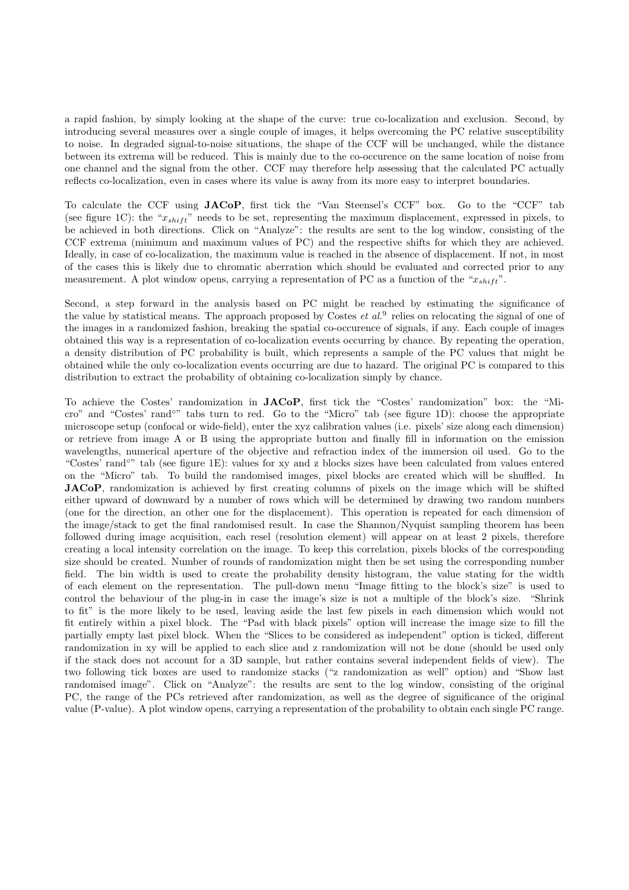a rapid fashion, by simply looking at the shape of the curve: true co-localization and exclusion. Second, by introducing several measures over a single couple of images, it helps overcoming the PC relative susceptibility to noise. In degraded signal-to-noise situations, the shape of the CCF will be unchanged, while the distance between its extrema will be reduced. This is mainly due to the co-occurence on the same location of noise from one channel and the signal from the other. CCF may therefore help assessing that the calculated PC actually reflects co-localization, even in cases where its value is away from its more easy to interpret boundaries.

To calculate the CCF using **JACoP**, first tick the "Van Steensel's CCF" box. Go to the "CCF" tab (see figure 1C): the "$x_{shift}$" needs to be set, representing the maximum displacement, expressed in pixels, to be achieved in both directions. Click on "Analyze": the results are sent to the log window, consisting of the CCF extrema (minimum and maximum values of PC) and the respective shifts for which they are achieved. Ideally, in case of co-localization, the maximum value is reached in the absence of displacement. If not, in most of the cases this is likely due to chromatic aberration which should be evaluated and corrected prior to any measurement. A plot window opens, carrying a representation of PC as a function of the "$x_{shift}$".

Second, a step forward in the analysis based on PC might be reached by estimating the significance of the value by statistical means. The approach proposed by Costes *et al.*[9] relies on relocating the signal of one of the images in a randomized fashion, breaking the spatial co-occurence of signals, if any. Each couple of images obtained this way is a representation of co-localization events occurring by chance. By repeating the operation, a density distribution of PC probability is built, which represents a sample of the PC values that might be obtained while the only co-localization events occurring are due to hazard. The original PC is compared to this distribution to extract the probability of obtaining co-localization simply by chance.

To achieve the Costes' randomization in **JACoP**, first tick the "Costes' randomization" box: the "Micro" and "Costes' rand°" tabs turn to red. Go to the "Micro" tab (see figure 1D): choose the appropriate microscope setup (confocal or wide-field), enter the xyz calibration values (i.e. pixels' size along each dimension) or retrieve from image A or B using the appropriate button and finally fill in information on the emission wavelengths, numerical aperture of the objective and refraction index of the immersion oil used. Go to the "Costes' rand°" tab (see figure 1E): values for xy and z blocks sizes have been calculated from values entered on the "Micro" tab. To build the randomised images, pixel blocks are created which will be shuffled. In **JACoP**, randomization is achieved by first creating columns of pixels on the image which will be shifted either upward of downward by a number of rows which will be determined by drawing two random numbers (one for the direction, an other one for the displacement). This operation is repeated for each dimension of the image/stack to get the final randomised result. In case the Shannon/Nyquist sampling theorem has been followed during image acquisition, each resel (resolution element) will appear on at least 2 pixels, therefore creating a local intensity correlation on the image. To keep this correlation, pixels blocks of the corresponding size should be created. Number of rounds of randomization might then be set using the corresponding number field. The bin width is used to create the probability density histogram, the value stating for the width of each element on the representation. The pull-down menu "Image fitting to the block's size" is used to control the behaviour of the plug-in in case the image's size is not a multiple of the block's size. "Shrink to fit" is the more likely to be used, leaving aside the last few pixels in each dimension which would not fit entirely within a pixel block. The "Pad with black pixels" option will increase the image size to fill the partially empty last pixel block. When the "Slices to be considered as independent" option is ticked, different randomization in xy will be applied to each slice and z randomization will not be done (should be used only if the stack does not account for a 3D sample, but rather contains several independent fields of view). The two following tick boxes are used to randomize stacks ("z randomization as well" option) and "Show last randomised image". Click on "Analyze": the results are sent to the log window, consisting of the original PC, the range of the PCs retrieved after randomization, as well as the degree of significance of the original value (P-value). A plot window opens, carrying a representation of the probability to obtain each single PC range.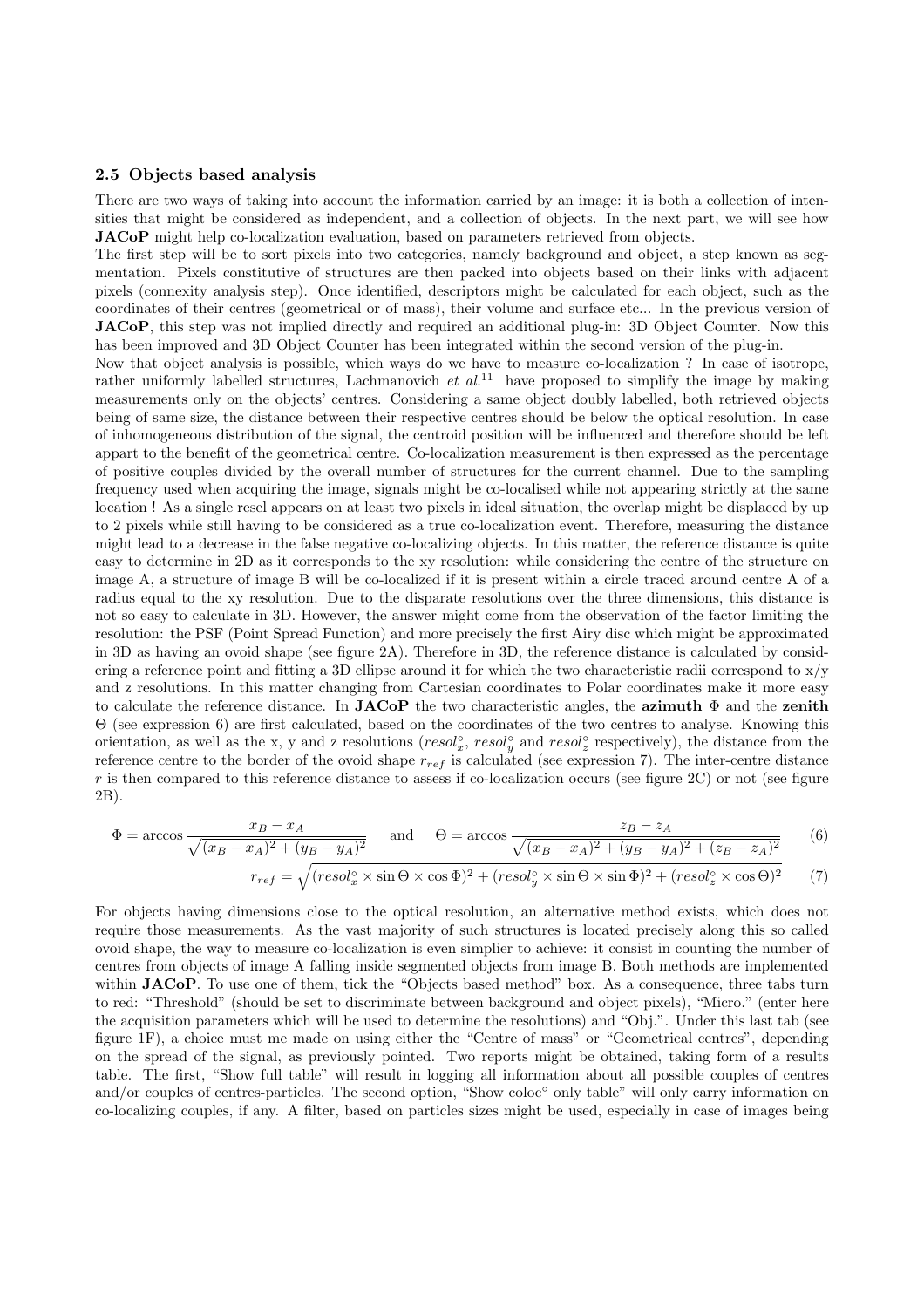### 2.5 Objects based analysis

There are two ways of taking into account the information carried by an image: it is both a collection of intensities that might be considered as independent, and a collection of objects. In the next part, we will see how **JACoP** might help co-localization evaluation, based on parameters retrieved from objects.

The first step will be to sort pixels into two categories, namely background and object, a step known as segmentation. Pixels constitutive of structures are then packed into objects based on their links with adjacent pixels (connexity analysis step). Once identified, descriptors might be calculated for each object, such as the coordinates of their centres (geometrical or of mass), their volume and surface etc... In the previous version of **JACoP**, this step was not implied directly and required an additional plug-in: 3D Object Counter. Now this has been improved and 3D Object Counter has been integrated within the second version of the plug-in.

Now that object analysis is possible, which ways do we have to measure co-localization ? In case of isotrope, rather uniformly labelled structures, Lachmanovich *et al.*[11] have proposed to simplify the image by making measurements only on the objects' centres. Considering a same object doubly labelled, both retrieved objects being of same size, the distance between their respective centres should be below the optical resolution. In case of inhomogeneous distribution of the signal, the centroid position will be influenced and therefore should be left appart to the benefit of the geometrical centre. Co-localization measurement is then expressed as the percentage of positive couples divided by the overall number of structures for the current channel. Due to the sampling frequency used when acquiring the image, signals might be co-localised while not appearing strictly at the same location ! As a single resel appears on at least two pixels in ideal situation, the overlap might be displaced by up to 2 pixels while still having to be considered as a true co-localization event. Therefore, measuring the distance might lead to a decrease in the false negative co-localizing objects. In this matter, the reference distance is quite easy to determine in 2D as it corresponds to the xy resolution: while considering the centre of the structure on image A, a structure of image B will be co-localized if it is present within a circle traced around centre A of a radius equal to the xy resolution. Due to the disparate resolutions over the three dimensions, this distance is not so easy to calculate in 3D. However, the answer might come from the observation of the factor limiting the resolution: the PSF (Point Spread Function) and more precisely the first Airy disc which might be approximated in 3D as having an ovoid shape (see figure 2A). Therefore in 3D, the reference distance is calculated by considering a reference point and fitting a 3D ellipse around it for which the two characteristic radii correspond to x/y and z resolutions. In this matter changing from Cartesian coordinates to Polar coordinates make it more easy to calculate the reference distance. In **JACoP** the two characteristic angles, the **azimuth** $\Phi$ and the **zenith** $\Theta$ (see expression 6) are first calculated, based on the coordinates of the two centres to analyse. Knowing this orientation, as well as the x, y and z resolutions ($resol^{\circ}_{x}$, $resol^{\circ}_{y}$ and $resol^{\circ}_{z}$ respectively), the distance from the reference centre to the border of the ovoid shape $r_{ref}$ is calculated (see expression 7). The inter-centre distance $r$ is then compared to this reference distance to assess if co-localization occurs (see figure 2C) or not (see figure 2B).

$$\Phi = \arccos \frac{x_B - x_A}{\sqrt{(x_B - x_A)^2 + (y_B - y_A)^2}} \quad \text{and} \quad \Theta = \arccos \frac{z_B - z_A}{\sqrt{(x_B - x_A)^2 + (y_B - y_A)^2 + (z_B - z_A)^2}} \tag{6}$$

$$r_{ref} = \sqrt{(resol^{\circ}_{x} \times \sin\Theta \times \cos\Phi)^2 + (resol^{\circ}_{y} \times \sin\Theta \times \sin\Phi)^2 + (resol^{\circ}_{z} \times \cos\Theta)^2} \tag{7}$$

For objects having dimensions close to the optical resolution, an alternative method exists, which does not require those measurements. As the vast majority of such structures is located precisely along this so called ovoid shape, the way to measure co-localization is even simplier to achieve: it consist in counting the number of centres from objects of image A falling inside segmented objects from image B. Both methods are implemented within **JACoP**. To use one of them, tick the "Objects based method" box. As a consequence, three tabs turn to red: "Threshold" (should be set to discriminate between background and object pixels), "Micro." (enter here the acquisition parameters which will be used to determine the resolutions) and "Obj.". Under this last tab (see figure 1F), a choice must me made on using either the "Centre of mass" or "Geometrical centres", depending on the spread of the signal, as previously pointed. Two reports might be obtained, taking form of a results table. The first, "Show full table" will result in logging all information about all possible couples of centres and/or couples of centres-particles. The second option, "Show coloc° only table" will only carry information on co-localizing couples, if any. A filter, based on particles sizes might be used, especially in case of images being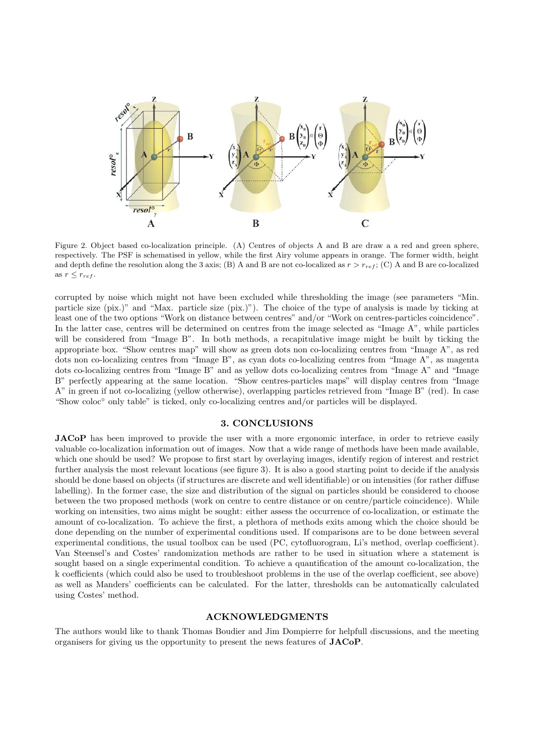Figure 2. Object based co-localization principle. (A) Centres of objects A and B are draw a a red and green sphere, respectively. The PSF is schematised in yellow, while the first Airy volume appears in orange. The former width, height and depth define the resolution along the 3 axis; (B) A and B are not co-localized as $r > r_{ref}$; (C) A and B are co-localized as $r \leq r_{ref}$.

corrupted by noise which might not have been excluded while thresholding the image (see parameters "Min. particle size (pix.)" and "Max. particle size (pix.)"). The choice of the type of analysis is made by ticking at least one of the two options "Work on distance between centres" and/or "Work on centres-particles coincidence". In the latter case, centres will be determined on centres from the image selected as "Image A", while particles will be considered from "Image B". In both methods, a recapitulative image might be built by ticking the appropriate box. "Show centres map" will show as green dots non co-localizing centres from "Image A", as red dots non co-localizing centres from "Image B", as cyan dots co-localizing centres from "Image A", as magenta dots co-localizing centres from "Image B" and as yellow dots co-localizing centres from "Image A" and "Image B" perfectly appearing at the same location. "Show centres-particles maps" will display centres from "Image A" in green if not co-localizing (yellow otherwise), overlapping particles retrieved from "Image B" (red). In case "Show coloc° only table" is ticked, only co-localizing centres and/or particles will be displayed.

## 3. CONCLUSIONS

**JACoP** has been improved to provide the user with a more ergonomic interface, in order to retrieve easily valuable co-localization information out of images. Now that a wide range of methods have been made available, which one should be used? We propose to first start by overlaying images, identify region of interest and restrict further analysis the most relevant locations (see figure 3). It is also a good starting point to decide if the analysis should be done based on objects (if structures are discrete and well identifiable) or on intensities (for rather diffuse labelling). In the former case, the size and distribution of the signal on particles should be considered to choose between the two proposed methods (work on centre to centre distance or on centre/particle coincidence). While working on intensities, two aims might be sought: either assess the occurrence of co-localization, or estimate the amount of co-localization. To achieve the first, a plethora of methods exits among which the choice should be done depending on the number of experimental conditions used. If comparisons are to be done between several experimental conditions, the usual toolbox can be used (PC, cytofluorogram, Li's method, overlap coefficient). Van Steensel's and Costes' randomization methods are rather to be used in situation where a statement is sought based on a single experimental condition. To achieve a quantification of the amount co-localization, the k coefficients (which could also be used to troubleshoot problems in the use of the overlap coefficient, see above) as well as Manders' coefficients can be calculated. For the latter, thresholds can be automatically calculated using Costes' method.

## ACKNOWLEDGMENTS

The authors would like to thank Thomas Boudier and Jim Dompierre for helpfull discussions, and the meeting organisers for giving us the opportunity to present the news features of **JACoP**.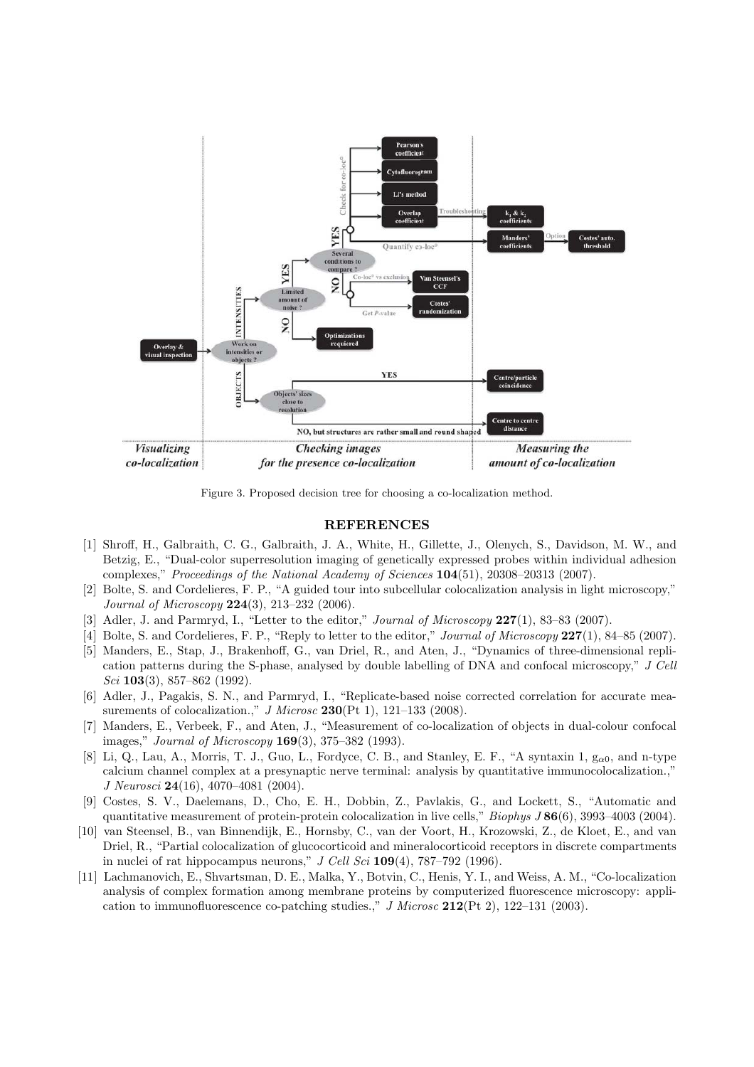Visualizing co-localization

Checking images for the presence co-localization

Measuring the amount of co-localization

Overlay & visual inspection

Work on intensities or objects ?

INTENSITIES

OBJECTS

Limited amount of noise ?

YES

NO

Optimizations requiered

Several conditions to compare ?

YES

NO

Check for co-loc°

Pearson's coefficient

Cytofluorogram

Li's method

Overlap coefficient

Troubleshooting

$k_1$ & $k_2$ coefficients

Quantify co-loc°

Manders' coefficients

Option

Costes' auto. threshold

Co-loc° vs exclusion

Van Steensel's CCF

Get P-value

Costes' randomization

Objects' sizes close to resolution

YES

Centre/particle coincidence

NO, but structures are rather small and round shaped

Centre to centre distance

Figure 3. Proposed decision tree for choosing a co-localization method.

## REFERENCES

[1] Shroff, H., Galbraith, C. G., Galbraith, J. A., White, H., Gillette, J., Olenych, S., Davidson, M. W., and Betzig, E., "Dual-color superresolution imaging of genetically expressed probes within individual adhesion complexes," *Proceedings of the National Academy of Sciences* **104**(51), 20308–20313 (2007).

[2] Bolte, S. and Cordelieres, F. P., "A guided tour into subcellular colocalization analysis in light microscopy," *Journal of Microscopy* **224**(3), 213–232 (2006).

[3] Adler, J. and Parmryd, I., "Letter to the editor," *Journal of Microscopy* **227**(1), 83–83 (2007).

[4] Bolte, S. and Cordelieres, F. P., "Reply to letter to the editor," *Journal of Microscopy* **227**(1), 84–85 (2007).

[5] Manders, E., Stap, J., Brakenhoff, G., van Driel, R., and Aten, J., "Dynamics of three-dimensional replication patterns during the S-phase, analysed by double labelling of DNA and confocal microscopy," *J Cell Sci* **103**(3), 857–862 (1992).

[6] Adler, J., Pagakis, S. N., and Parmryd, I., "Replicate-based noise corrected correlation for accurate measurements of colocalization.," *J Microsc* **230**(Pt 1), 121–133 (2008).

[7] Manders, E., Verbeek, F., and Aten, J., "Measurement of co-localization of objects in dual-colour confocal images," *Journal of Microscopy* **169**(3), 375–382 (1993).

[8] Li, Q., Lau, A., Morris, T. J., Guo, L., Fordyce, C. B., and Stanley, E. F., "A syntaxin 1, $g_{\alpha 0}$, and n-type calcium channel complex at a presynaptic nerve terminal: analysis by quantitative immunocolocalization.," *J Neurosci* **24**(16), 4070–4081 (2004).

[9] Costes, S. V., Daelemans, D., Cho, E. H., Dobbin, Z., Pavlakis, G., and Lockett, S., "Automatic and quantitative measurement of protein-protein colocalization in live cells," *Biophys J* **86**(6), 3993–4003 (2004).

[10] van Steensel, B., van Binnendijk, E., Hornsby, C., van der Voort, H., Krozowski, Z., de Kloet, E., and van Driel, R., "Partial colocalization of glucocorticoid and mineralocorticoid receptors in discrete compartments in nuclei of rat hippocampus neurons," *J Cell Sci* **109**(4), 787–792 (1996).

[11] Lachmanovich, E., Shvartsman, D. E., Malka, Y., Botvin, C., Henis, Y. I., and Weiss, A. M., "Co-localization analysis of complex formation among membrane proteins by computerized fluorescence microscopy: application to immunofluorescence co-patching studies.," *J Microsc* **212**(Pt 2), 122–131 (2003).